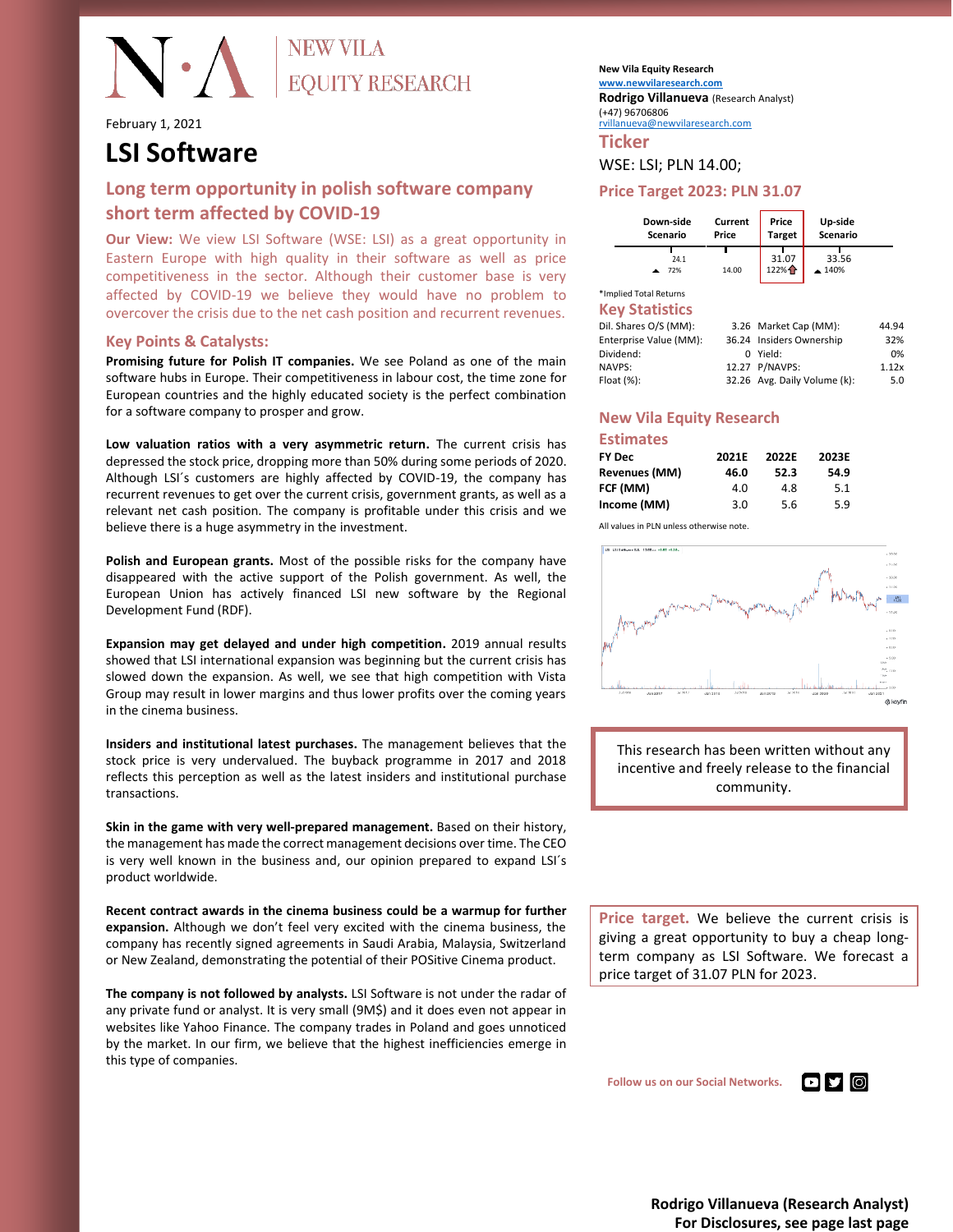NEW VILA EQUITY RESEARCH

February 1, 2021

# LSI Software

## Long term opportunity in polish software company short term affected by COVID-19

**Our View:** We view LSI Software (WSE: LSI) as a great opportunity in Eastern Europe with high quality in their software as well as price competitiveness in the sector. Although their customer base is very affected by COVID-19 we believe they would have no problem to overcover the crisis due to the net cash position and recurrent revenues.

### Key Points & Catalysts:

**Promising future for Polish IT companies.** We see Poland as one of the main software hubs in Europe. Their competitiveness in labour cost, the time zone for European countries and the highly educated society is the perfect combination for a software company to prosper and grow.

**Low valuation ratios with a very asymmetric return.** The current crisis has depressed the stock price, dropping more than 50% during some periods of 2020. Although LSI´s customers are highly affected by COVID-19, the company has recurrent revenues to get over the current crisis, government grants, as well as a relevant net cash position. The company is profitable under this crisis and we believe there is a huge asymmetry in the investment.

**Polish and European grants.** Most of the possible risks for the company have disappeared with the active support of the Polish government. As well, the European Union has actively financed LSI new software by the Regional Development Fund (RDF).

**Expansion may get delayed and under high competition.** 2019 annual results showed that LSI international expansion was beginning but the current crisis has slowed down the expansion. As well, we see that high competition with Vista Group may result in lower margins and thus lower profits over the coming years in the cinema business.

**Insiders and institutional latest purchases.** The management believes that the stock price is very undervalued. The buyback programme in 2017 and 2018 reflects this perception as well as the latest insiders and institutional purchase transactions.

**Skin in the game with very well-prepared management.** Based on their history, the management has made the correct management decisions over time. The CEO is very well known in the business and, our opinion prepared to expand LSI´s product worldwide.

**Recent contract awards in the cinema business could be a warmup for further expansion.** Although we don't feel very excited with the cinema business, the company has recently signed agreements in Saudi Arabia, Malaysia, Switzerland or New Zealand, demonstrating the potential of their POSitive Cinema product.

**The company is not followed by analysts.** LSI Software is not under the radar of any private fund or analyst. It is very small (9M$) and it does even not appear in websites like Yahoo Finance. The company trades in Poland and goes unnoticed by the market. In our firm, we believe that the highest inefficiencies emerge in this type of companies.

New Vila Equity Research
www.newvilaresearch.com
**Rodrigo Villanueva** (Research Analyst)
(+47) 96706806
rvillanueva@newvilaresearch.com

## Ticker

WSE: LSI; PLN 14.00;

## Price Target 2023: PLN 31.07

| Down-side Scenario | Current Price | Price Target | Up-side Scenario |
|---|---|---|---|
| 24.1 (▲ 72%) | 14.00 | 31.07 (122%) | 33.56 (▲ 140%) |

*Implied Total Returns

## Key Statistics

| | | | |
|---|---|---|---|
| Dil. Shares O/S (MM): | 3.26 | Market Cap (MM): | 44.94 |
| Enterprise Value (MM): | 36.24 | Insiders Ownership | 32% |
| Dividend: | 0 | Yield: | 0% |
| NAVPS: | 12.27 | P/NAVPS: | 1.12x |
| Float (%): | 32.26 | Avg. Daily Volume (k): | 5.0 |

## New Vila Equity Research Estimates

| FY Dec | 2021E | 2022E | 2023E |
|---|---|---|---|
| **Revenues (MM)** | 46.0 | 52.3 | 54.9 |
| **FCF (MM)** | 4.0 | 4.8 | 5.1 |
| **Income (MM)** | 3.0 | 5.6 | 5.9 |

All values in PLN unless otherwise note.

This research has been written without any incentive and freely release to the financial community.

**Price target.** We believe the current crisis is giving a great opportunity to buy a cheap long-term company as LSI Software. We forecast a price target of 31.07 PLN for 2023.

Follow us on our Social Networks.

**Rodrigo Villanueva (Research Analyst)**
**For Disclosures, see page last page**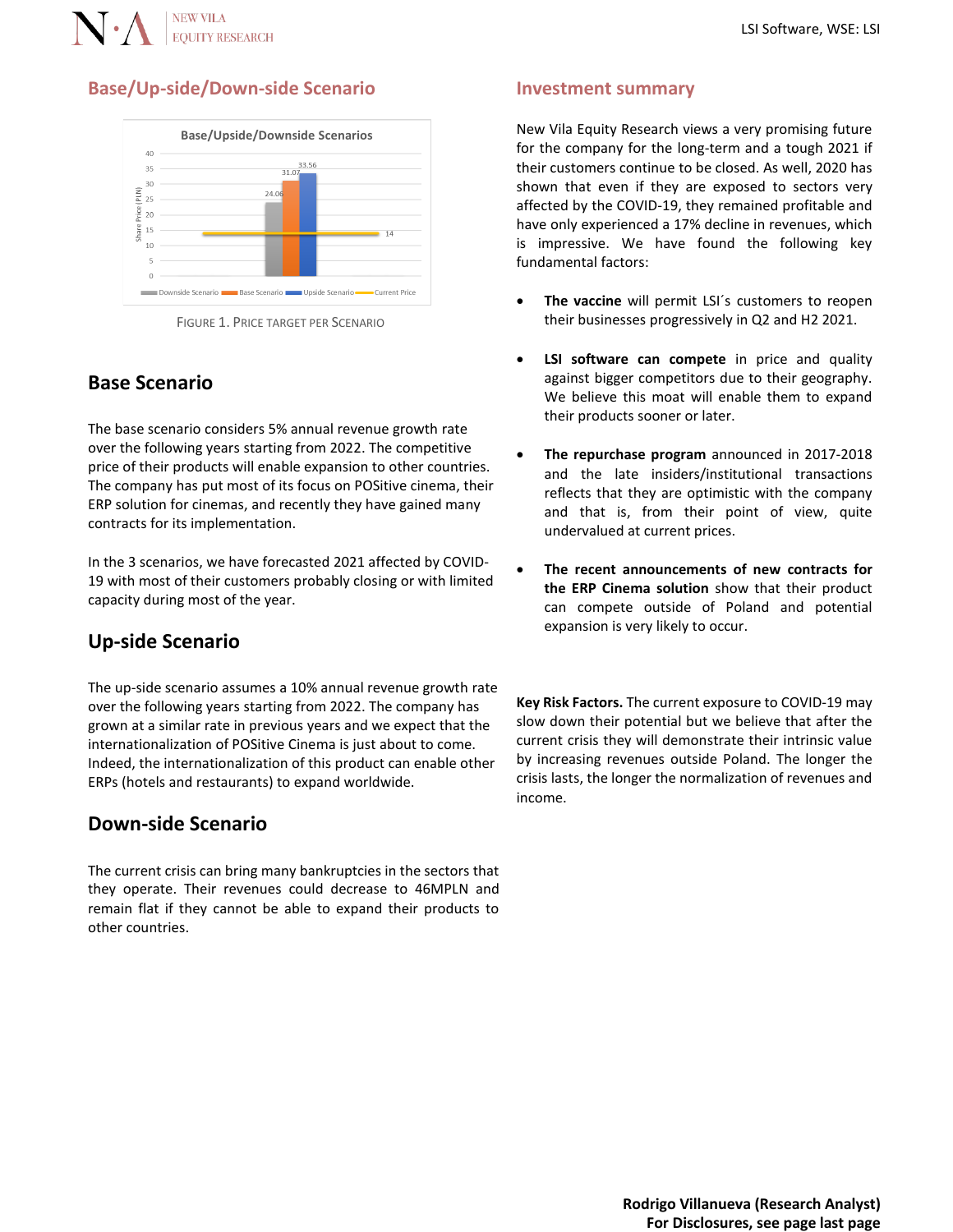## Base/Up-side/Down-side Scenario

FIGURE 1. PRICE TARGET PER SCENARIO

## Base Scenario

The base scenario considers 5% annual revenue growth rate over the following years starting from 2022. The competitive price of their products will enable expansion to other countries. The company has put most of its focus on POSitive cinema, their ERP solution for cinemas, and recently they have gained many contracts for its implementation.

In the 3 scenarios, we have forecasted 2021 affected by COVID-19 with most of their customers probably closing or with limited capacity during most of the year.

## Up-side Scenario

The up-side scenario assumes a 10% annual revenue growth rate over the following years starting from 2022. The company has grown at a similar rate in previous years and we expect that the internationalization of POSitive Cinema is just about to come. Indeed, the internationalization of this product can enable other ERPs (hotels and restaurants) to expand worldwide.

## Down-side Scenario

The current crisis can bring many bankruptcies in the sectors that they operate. Their revenues could decrease to 46MPLN and remain flat if they cannot be able to expand their products to other countries.

## Investment summary

New Vila Equity Research views a very promising future for the company for the long-term and a tough 2021 if their customers continue to be closed. As well, 2020 has shown that even if they are exposed to sectors very affected by the COVID-19, they remained profitable and have only experienced a 17% decline in revenues, which is impressive. We have found the following key fundamental factors:

- **The vaccine** will permit LSI´s customers to reopen their businesses progressively in Q2 and H2 2021.
- **LSI software can compete** in price and quality against bigger competitors due to their geography. We believe this moat will enable them to expand their products sooner or later.
- **The repurchase program** announced in 2017-2018 and the late insiders/institutional transactions reflects that they are optimistic with the company and that is, from their point of view, quite undervalued at current prices.
- **The recent announcements of new contracts for the ERP Cinema solution** show that their product can compete outside of Poland and potential expansion is very likely to occur.

**Key Risk Factors.** The current exposure to COVID-19 may slow down their potential but we believe that after the current crisis they will demonstrate their intrinsic value by increasing revenues outside Poland. The longer the crisis lasts, the longer the normalization of revenues and income.

**Rodrigo Villanueva (Research Analyst)**
**For Disclosures, see page last page**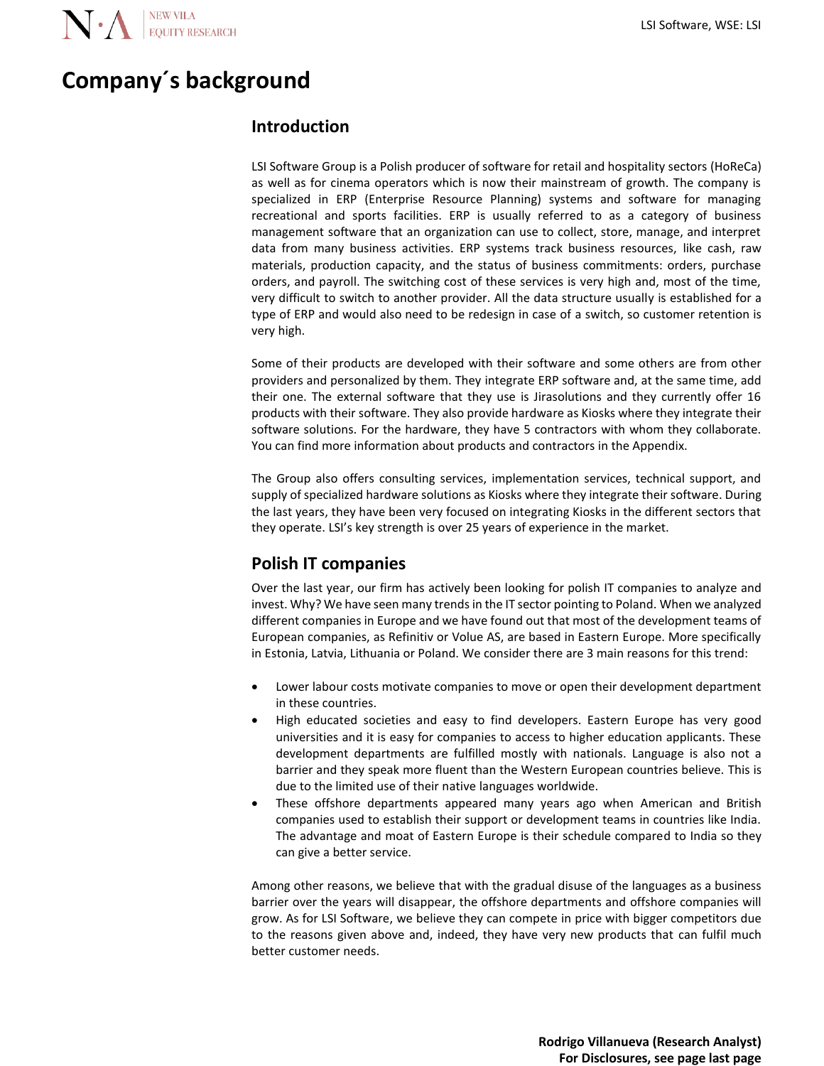# Company´s background

## Introduction

LSI Software Group is a Polish producer of software for retail and hospitality sectors (HoReCa) as well as for cinema operators which is now their mainstream of growth. The company is specialized in ERP (Enterprise Resource Planning) systems and software for managing recreational and sports facilities. ERP is usually referred to as a category of business management software that an organization can use to collect, store, manage, and interpret data from many business activities. ERP systems track business resources, like cash, raw materials, production capacity, and the status of business commitments: orders, purchase orders, and payroll. The switching cost of these services is very high and, most of the time, very difficult to switch to another provider. All the data structure usually is established for a type of ERP and would also need to be redesign in case of a switch, so customer retention is very high.

Some of their products are developed with their software and some others are from other providers and personalized by them. They integrate ERP software and, at the same time, add their one. The external software that they use is Jirasolutions and they currently offer 16 products with their software. They also provide hardware as Kiosks where they integrate their software solutions. For the hardware, they have 5 contractors with whom they collaborate. You can find more information about products and contractors in the Appendix.

The Group also offers consulting services, implementation services, technical support, and supply of specialized hardware solutions as Kiosks where they integrate their software. During the last years, they have been very focused on integrating Kiosks in the different sectors that they operate. LSI's key strength is over 25 years of experience in the market.

## Polish IT companies

Over the last year, our firm has actively been looking for polish IT companies to analyze and invest. Why? We have seen many trends in the IT sector pointing to Poland. When we analyzed different companies in Europe and we have found out that most of the development teams of European companies, as Refinitiv or Volue AS, are based in Eastern Europe. More specifically in Estonia, Latvia, Lithuania or Poland. We consider there are 3 main reasons for this trend:

- Lower labour costs motivate companies to move or open their development department in these countries.
- High educated societies and easy to find developers. Eastern Europe has very good universities and it is easy for companies to access to higher education applicants. These development departments are fulfilled mostly with nationals. Language is also not a barrier and they speak more fluent than the Western European countries believe. This is due to the limited use of their native languages worldwide.
- These offshore departments appeared many years ago when American and British companies used to establish their support or development teams in countries like India. The advantage and moat of Eastern Europe is their schedule compared to India so they can give a better service.

Among other reasons, we believe that with the gradual disuse of the languages as a business barrier over the years will disappear, the offshore departments and offshore companies will grow. As for LSI Software, we believe they can compete in price with bigger competitors due to the reasons given above and, indeed, they have very new products that can fulfil much better customer needs.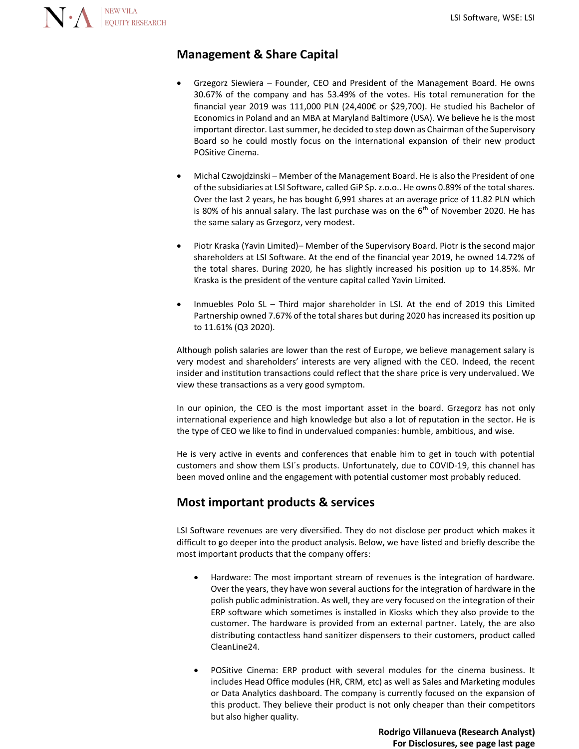## Management & Share Capital

- Grzegorz Siewiera – Founder, CEO and President of the Management Board. He owns 30.67% of the company and has 53.49% of the votes. His total remuneration for the financial year 2019 was 111,000 PLN (24,400€ or $29,700). He studied his Bachelor of Economics in Poland and an MBA at Maryland Baltimore (USA). We believe he is the most important director. Last summer, he decided to step down as Chairman of the Supervisory Board so he could mostly focus on the international expansion of their new product POSitive Cinema.

- Michal Czwojdzinski – Member of the Management Board. He is also the President of one of the subsidiaries at LSI Software, called GiP Sp. z.o.o.. He owns 0.89% of the total shares. Over the last 2 years, he has bought 6,991 shares at an average price of 11.82 PLN which is 80% of his annual salary. The last purchase was on the 6th of November 2020. He has the same salary as Grzegorz, very modest.

- Piotr Kraska (Yavin Limited)– Member of the Supervisory Board. Piotr is the second major shareholders at LSI Software. At the end of the financial year 2019, he owned 14.72% of the total shares. During 2020, he has slightly increased his position up to 14.85%. Mr Kraska is the president of the venture capital called Yavin Limited.

- Inmuebles Polo SL – Third major shareholder in LSI. At the end of 2019 this Limited Partnership owned 7.67% of the total shares but during 2020 has increased its position up to 11.61% (Q3 2020).

Although polish salaries are lower than the rest of Europe, we believe management salary is very modest and shareholders' interests are very aligned with the CEO. Indeed, the recent insider and institution transactions could reflect that the share price is very undervalued. We view these transactions as a very good symptom.

In our opinion, the CEO is the most important asset in the board. Grzegorz has not only international experience and high knowledge but also a lot of reputation in the sector. He is the type of CEO we like to find in undervalued companies: humble, ambitious, and wise.

He is very active in events and conferences that enable him to get in touch with potential customers and show them LSI´s products. Unfortunately, due to COVID-19, this channel has been moved online and the engagement with potential customer most probably reduced.

## Most important products & services

LSI Software revenues are very diversified. They do not disclose per product which makes it difficult to go deeper into the product analysis. Below, we have listed and briefly describe the most important products that the company offers:

- Hardware: The most important stream of revenues is the integration of hardware. Over the years, they have won several auctions for the integration of hardware in the polish public administration. As well, they are very focused on the integration of their ERP software which sometimes is installed in Kiosks which they also provide to the customer. The hardware is provided from an external partner. Lately, the are also distributing contactless hand sanitizer dispensers to their customers, product called CleanLine24.

- POSitive Cinema: ERP product with several modules for the cinema business. It includes Head Office modules (HR, CRM, etc) as well as Sales and Marketing modules or Data Analytics dashboard. The company is currently focused on the expansion of this product. They believe their product is not only cheaper than their competitors but also higher quality.

**Rodrigo Villanueva (Research Analyst)**
**For Disclosures, see page last page**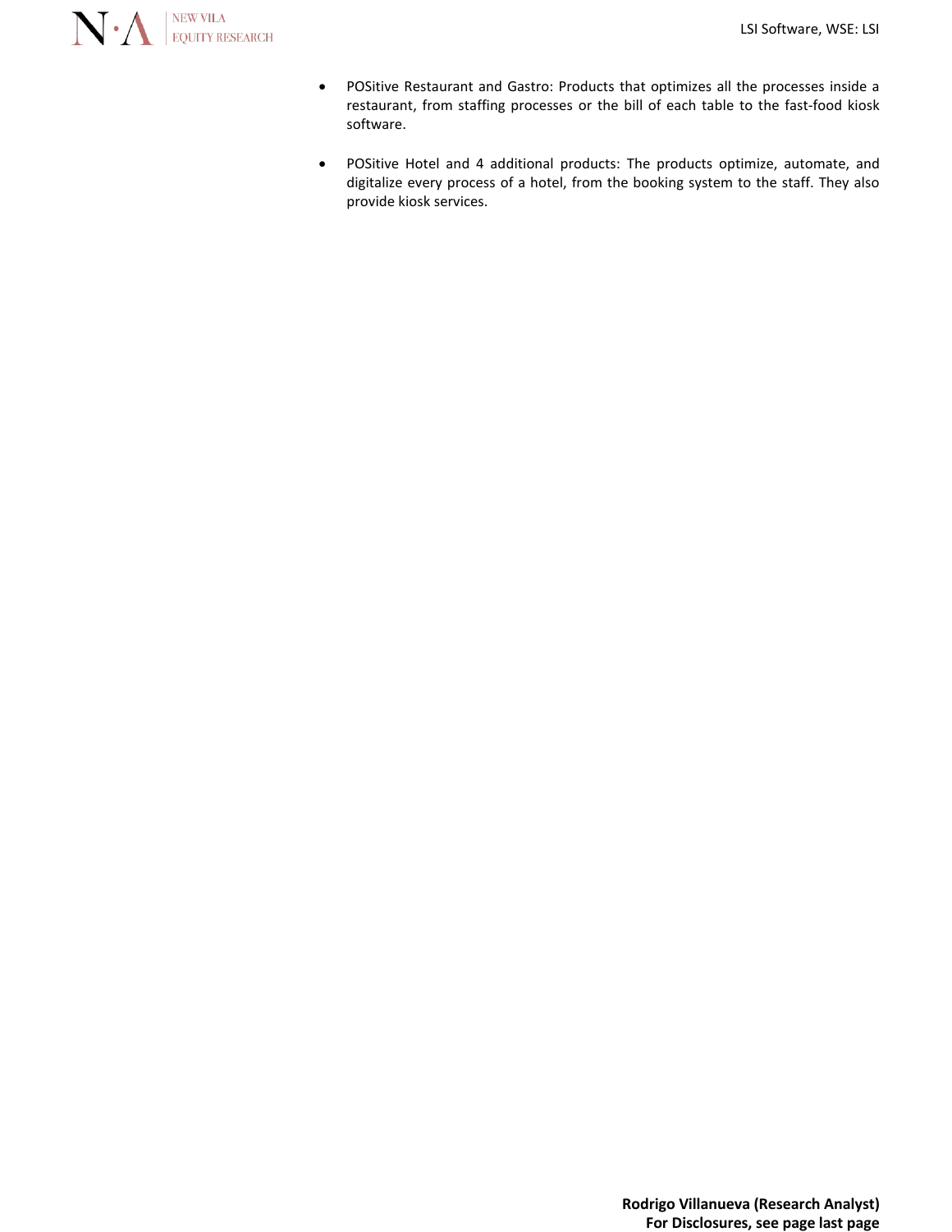- POSitive Restaurant and Gastro: Products that optimizes all the processes inside a restaurant, from staffing processes or the bill of each table to the fast-food kiosk software.

- POSitive Hotel and 4 additional products: The products optimize, automate, and digitalize every process of a hotel, from the booking system to the staff. They also provide kiosk services.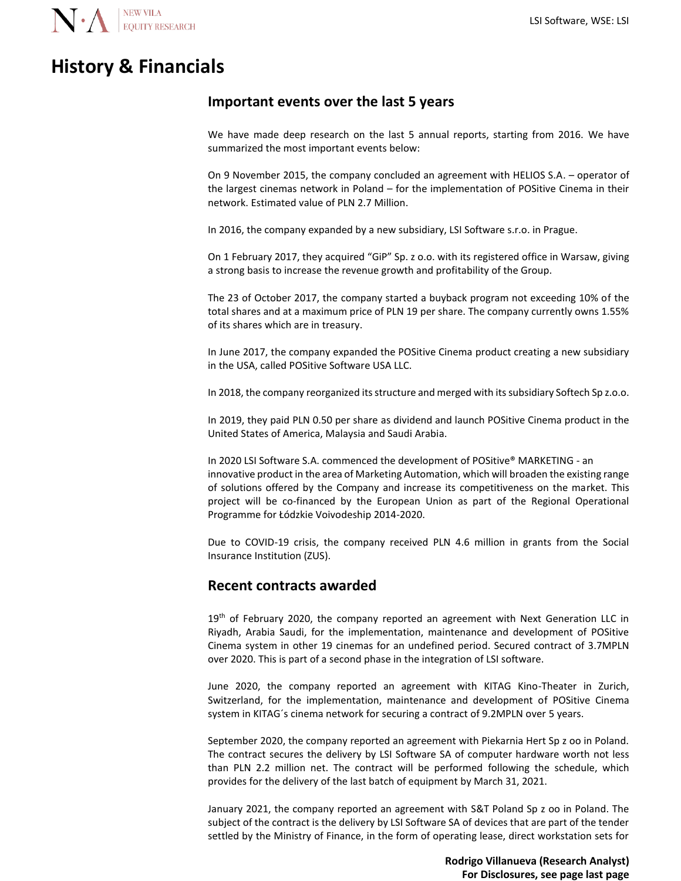# History & Financials

## Important events over the last 5 years

We have made deep research on the last 5 annual reports, starting from 2016. We have summarized the most important events below:

On 9 November 2015, the company concluded an agreement with HELIOS S.A. – operator of the largest cinemas network in Poland – for the implementation of POSitive Cinema in their network. Estimated value of PLN 2.7 Million.

In 2016, the company expanded by a new subsidiary, LSI Software s.r.o. in Prague.

On 1 February 2017, they acquired "GiP" Sp. z o.o. with its registered office in Warsaw, giving a strong basis to increase the revenue growth and profitability of the Group.

The 23 of October 2017, the company started a buyback program not exceeding 10% of the total shares and at a maximum price of PLN 19 per share. The company currently owns 1.55% of its shares which are in treasury.

In June 2017, the company expanded the POSitive Cinema product creating a new subsidiary in the USA, called POSitive Software USA LLC.

In 2018, the company reorganized its structure and merged with its subsidiary Softech Sp z.o.o.

In 2019, they paid PLN 0.50 per share as dividend and launch POSitive Cinema product in the United States of America, Malaysia and Saudi Arabia.

In 2020 LSI Software S.A. commenced the development of POSitive® MARKETING - an innovative product in the area of Marketing Automation, which will broaden the existing range of solutions offered by the Company and increase its competitiveness on the market. This project will be co-financed by the European Union as part of the Regional Operational Programme for Łódzkie Voivodeship 2014-2020.

Due to COVID-19 crisis, the company received PLN 4.6 million in grants from the Social Insurance Institution (ZUS).

## Recent contracts awarded

19th of February 2020, the company reported an agreement with Next Generation LLC in Riyadh, Arabia Saudi, for the implementation, maintenance and development of POSitive Cinema system in other 19 cinemas for an undefined period. Secured contract of 3.7MPLN over 2020. This is part of a second phase in the integration of LSI software.

June 2020, the company reported an agreement with KITAG Kino-Theater in Zurich, Switzerland, for the implementation, maintenance and development of POSitive Cinema system in KITAG´s cinema network for securing a contract of 9.2MPLN over 5 years.

September 2020, the company reported an agreement with Piekarnia Hert Sp z oo in Poland. The contract secures the delivery by LSI Software SA of computer hardware worth not less than PLN 2.2 million net. The contract will be performed following the schedule, which provides for the delivery of the last batch of equipment by March 31, 2021.

January 2021, the company reported an agreement with S&T Poland Sp z oo in Poland. The subject of the contract is the delivery by LSI Software SA of devices that are part of the tender settled by the Ministry of Finance, in the form of operating lease, direct workstation sets for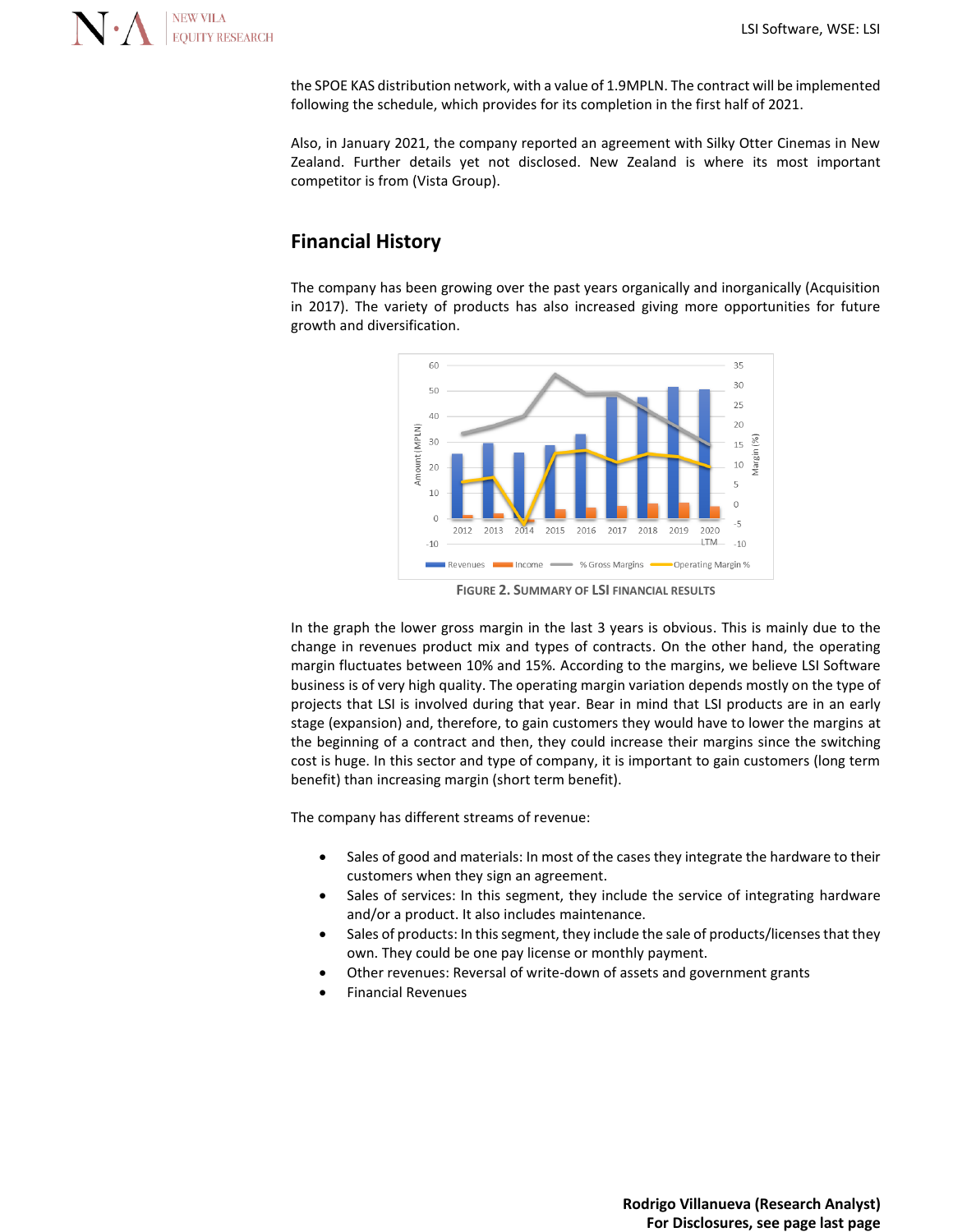the SPOE KAS distribution network, with a value of 1.9MPLN. The contract will be implemented following the schedule, which provides for its completion in the first half of 2021.

Also, in January 2021, the company reported an agreement with Silky Otter Cinemas in New Zealand. Further details yet not disclosed. New Zealand is where its most important competitor is from (Vista Group).

## Financial History

The company has been growing over the past years organically and inorganically (Acquisition in 2017). The variety of products has also increased giving more opportunities for future growth and diversification.

FIGURE 2. SUMMARY OF LSI FINANCIAL RESULTS

In the graph the lower gross margin in the last 3 years is obvious. This is mainly due to the change in revenues product mix and types of contracts. On the other hand, the operating margin fluctuates between 10% and 15%. According to the margins, we believe LSI Software business is of very high quality. The operating margin variation depends mostly on the type of projects that LSI is involved during that year. Bear in mind that LSI products are in an early stage (expansion) and, therefore, to gain customers they would have to lower the margins at the beginning of a contract and then, they could increase their margins since the switching cost is huge. In this sector and type of company, it is important to gain customers (long term benefit) than increasing margin (short term benefit).

The company has different streams of revenue:

- Sales of good and materials: In most of the cases they integrate the hardware to their customers when they sign an agreement.
- Sales of services: In this segment, they include the service of integrating hardware and/or a product. It also includes maintenance.
- Sales of products: In this segment, they include the sale of products/licenses that they own. They could be one pay license or monthly payment.
- Other revenues: Reversal of write-down of assets and government grants
- Financial Revenues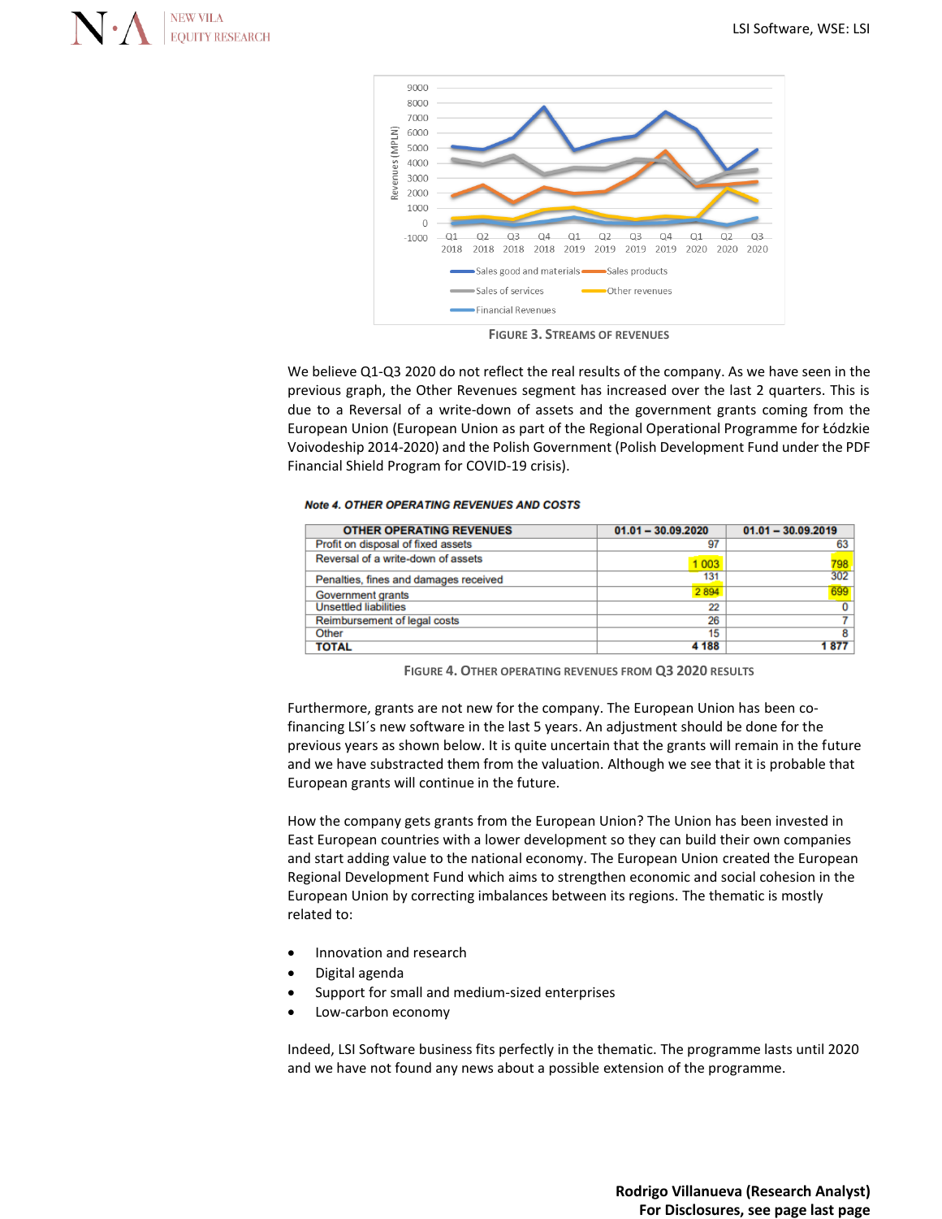FIGURE 3. STREAMS OF REVENUES

We believe Q1-Q3 2020 do not reflect the real results of the company. As we have seen in the previous graph, the Other Revenues segment has increased over the last 2 quarters. This is due to a Reversal of a write-down of assets and the government grants coming from the European Union (European Union as part of the Regional Operational Programme for Łódzkie Voivodeship 2014-2020) and the Polish Government (Polish Development Fund under the PDF Financial Shield Program for COVID-19 crisis).

***Note 4. OTHER OPERATING REVENUES AND COSTS***

| OTHER OPERATING REVENUES | 01.01 – 30.09.2020 | 01.01 – 30.09.2019 |
|---|---|---|
| Profit on disposal of fixed assets | 97 | 63 |
| Reversal of a write-down of assets | 1 003 | 798 |
| Penalties, fines and damages received | 131 | 302 |
| Government grants | 2 894 | 699 |
| Unsettled liabilities | 22 | 0 |
| Reimbursement of legal costs | 26 | 7 |
| Other | 15 | 8 |
| **TOTAL** | **4 188** | **1 877** |

FIGURE 4. OTHER OPERATING REVENUES FROM Q3 2020 RESULTS

Furthermore, grants are not new for the company. The European Union has been co-financing LSI´s new software in the last 5 years. An adjustment should be done for the previous years as shown below. It is quite uncertain that the grants will remain in the future and we have substracted them from the valuation. Although we see that it is probable that European grants will continue in the future.

How the company gets grants from the European Union? The Union has been invested in East European countries with a lower development so they can build their own companies and start adding value to the national economy. The European Union created the European Regional Development Fund which aims to strengthen economic and social cohesion in the European Union by correcting imbalances between its regions. The thematic is mostly related to:

- Innovation and research
- Digital agenda
- Support for small and medium-sized enterprises
- Low-carbon economy

Indeed, LSI Software business fits perfectly in the thematic. The programme lasts until 2020 and we have not found any news about a possible extension of the programme.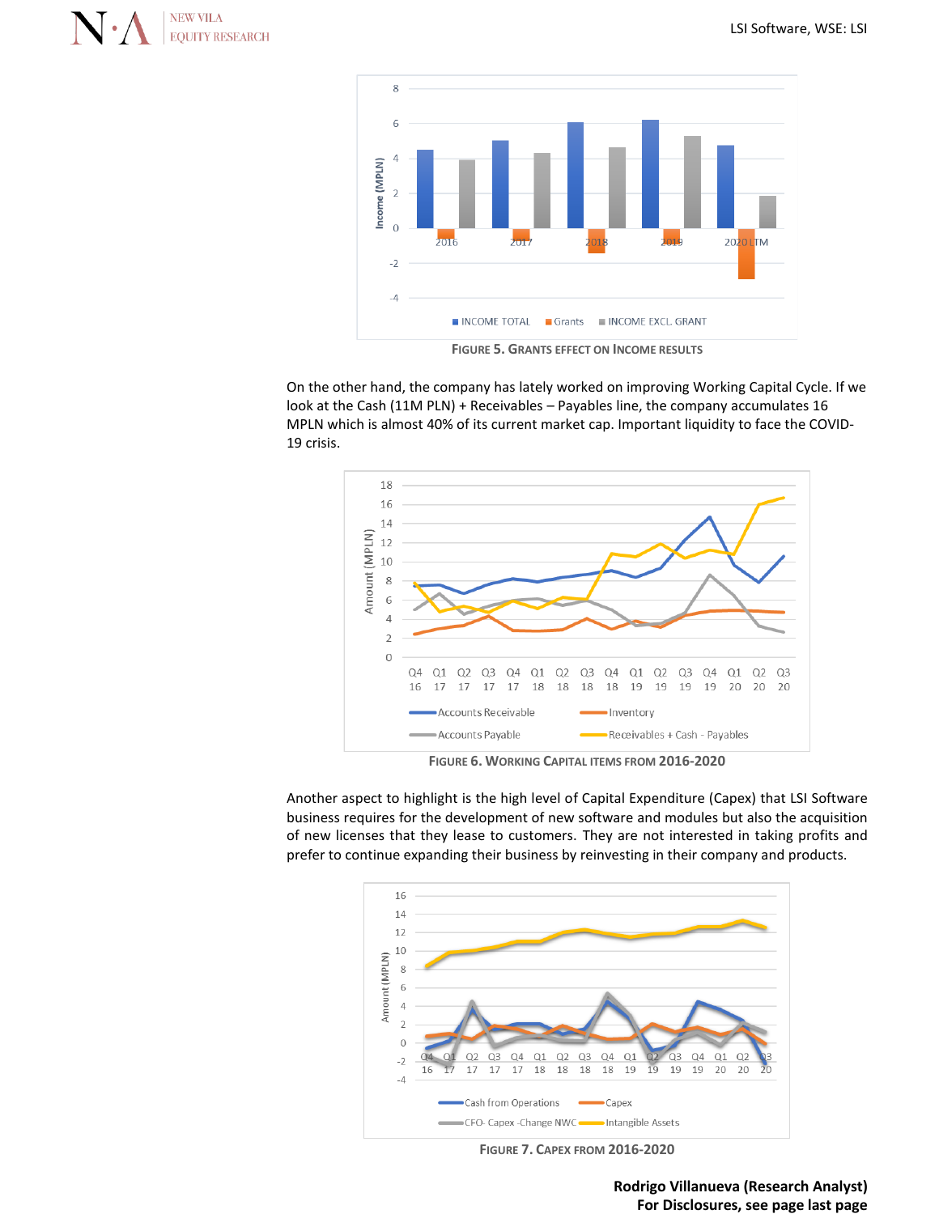FIGURE 5. GRANTS EFFECT ON INCOME RESULTS

On the other hand, the company has lately worked on improving Working Capital Cycle. If we look at the Cash (11M PLN) + Receivables – Payables line, the company accumulates 16 MPLN which is almost 40% of its current market cap. Important liquidity to face the COVID-19 crisis.

FIGURE 6. WORKING CAPITAL ITEMS FROM 2016-2020

Another aspect to highlight is the high level of Capital Expenditure (Capex) that LSI Software business requires for the development of new software and modules but also the acquisition of new licenses that they lease to customers. They are not interested in taking profits and prefer to continue expanding their business by reinvesting in their company and products.

FIGURE 7. CAPEX FROM 2016-2020

**Rodrigo Villanueva (Research Analyst)**
**For Disclosures, see page last page**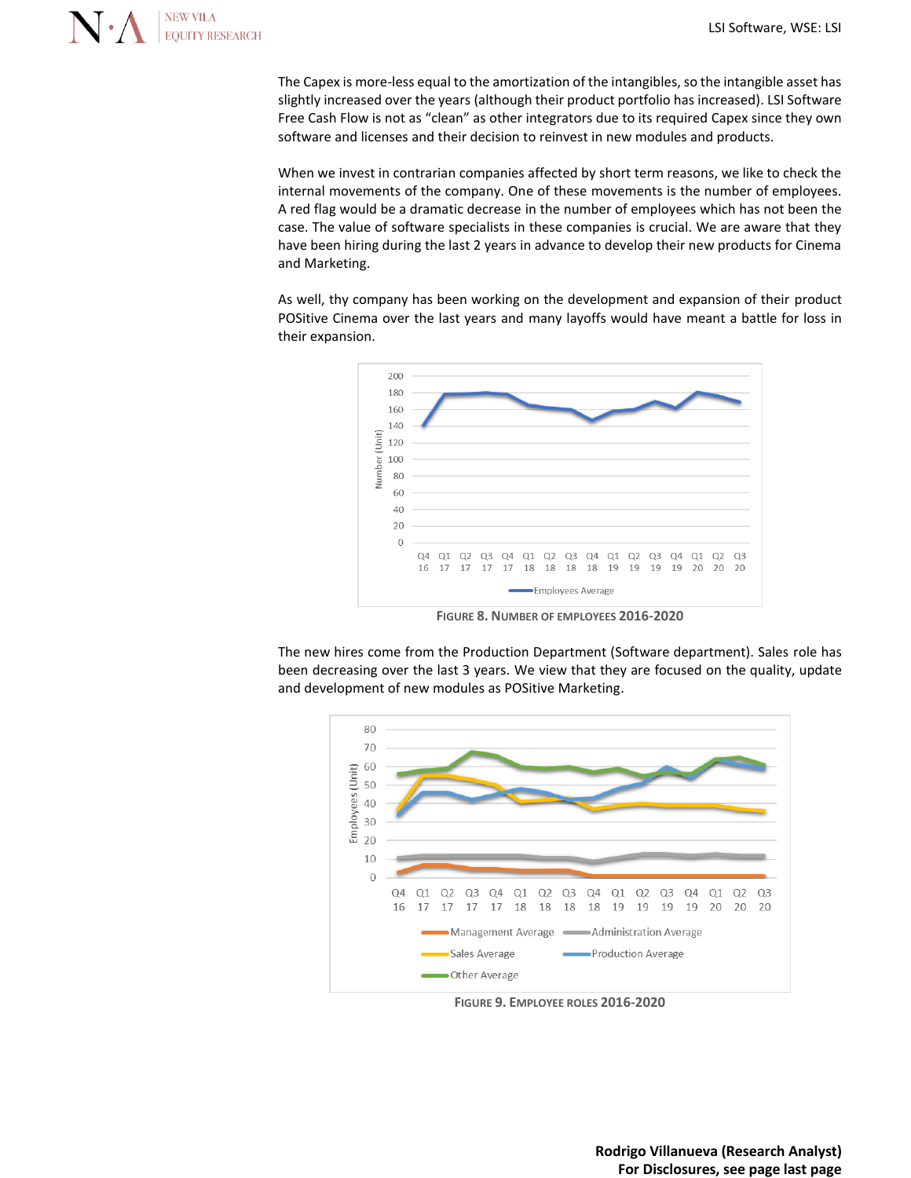The Capex is more-less equal to the amortization of the intangibles, so the intangible asset has slightly increased over the years (although their product portfolio has increased). LSI Software Free Cash Flow is not as "clean" as other integrators due to its required Capex since they own software and licenses and their decision to reinvest in new modules and products.

When we invest in contrarian companies affected by short term reasons, we like to check the internal movements of the company. One of these movements is the number of employees. A red flag would be a dramatic decrease in the number of employees which has not been the case. The value of software specialists in these companies is crucial. We are aware that they have been hiring during the last 2 years in advance to develop their new products for Cinema and Marketing.

As well, thy company has been working on the development and expansion of their product POSitive Cinema over the last years and many layoffs would have meant a battle for loss in their expansion.

**FIGURE 8. NUMBER OF EMPLOYEES 2016-2020**

The new hires come from the Production Department (Software department). Sales role has been decreasing over the last 3 years. We view that they are focused on the quality, update and development of new modules as POSitive Marketing.

**FIGURE 9. EMPLOYEE ROLES 2016-2020**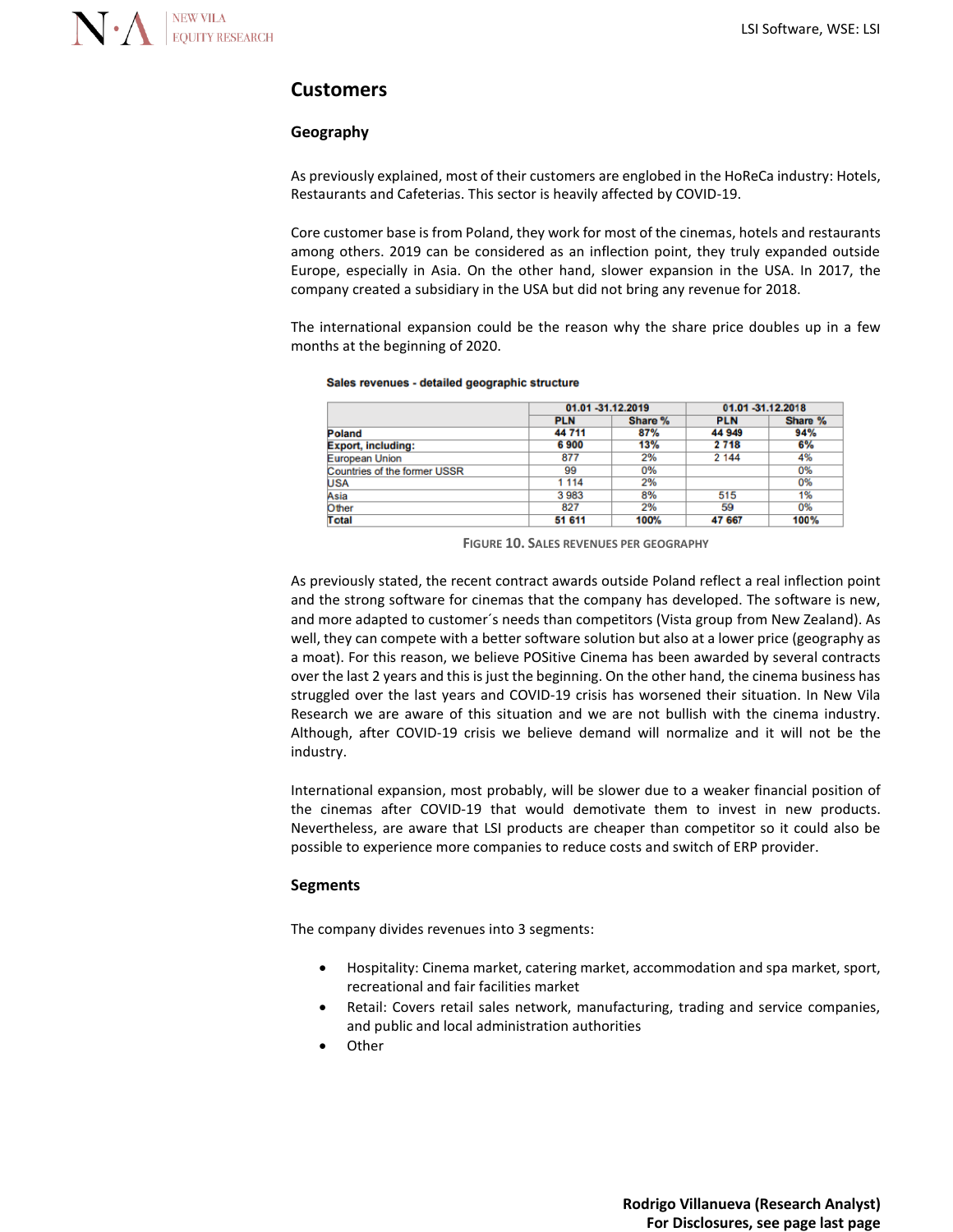## Customers

### Geography

As previously explained, most of their customers are englobed in the HoReCa industry: Hotels, Restaurants and Cafeterias. This sector is heavily affected by COVID-19.

Core customer base is from Poland, they work for most of the cinemas, hotels and restaurants among others. 2019 can be considered as an inflection point, they truly expanded outside Europe, especially in Asia. On the other hand, slower expansion in the USA. In 2017, the company created a subsidiary in the USA but did not bring any revenue for 2018.

The international expansion could be the reason why the share price doubles up in a few months at the beginning of 2020.

**Sales revenues - detailed geographic structure**

| | 01.01 -31.12.2019 | | 01.01 -31.12.2018 | |
|---|---|---|---|---|
| | **PLN** | **Share %** | **PLN** | **Share %** |
| **Poland** | **44 711** | **87%** | **44 949** | **94%** |
| **Export, including:** | **6 900** | **13%** | **2 718** | **6%** |
| European Union | 877 | 2% | 2 144 | 4% |
| Countries of the former USSR | 99 | 0% | | 0% |
| USA | 1 114 | 2% | | 0% |
| Asia | 3 983 | 8% | 515 | 1% |
| Other | 827 | 2% | 59 | 0% |
| **Total** | **51 611** | **100%** | **47 667** | **100%** |

FIGURE 10. SALES REVENUES PER GEOGRAPHY

As previously stated, the recent contract awards outside Poland reflect a real inflection point and the strong software for cinemas that the company has developed. The software is new, and more adapted to customer´s needs than competitors (Vista group from New Zealand). As well, they can compete with a better software solution but also at a lower price (geography as a moat). For this reason, we believe POSitive Cinema has been awarded by several contracts over the last 2 years and this is just the beginning. On the other hand, the cinema business has struggled over the last years and COVID-19 crisis has worsened their situation. In New Vila Research we are aware of this situation and we are not bullish with the cinema industry. Although, after COVID-19 crisis we believe demand will normalize and it will not be the industry.

International expansion, most probably, will be slower due to a weaker financial position of the cinemas after COVID-19 that would demotivate them to invest in new products. Nevertheless, are aware that LSI products are cheaper than competitor so it could also be possible to experience more companies to reduce costs and switch of ERP provider.

### Segments

The company divides revenues into 3 segments:

- Hospitality: Cinema market, catering market, accommodation and spa market, sport, recreational and fair facilities market
- Retail: Covers retail sales network, manufacturing, trading and service companies, and public and local administration authorities
- Other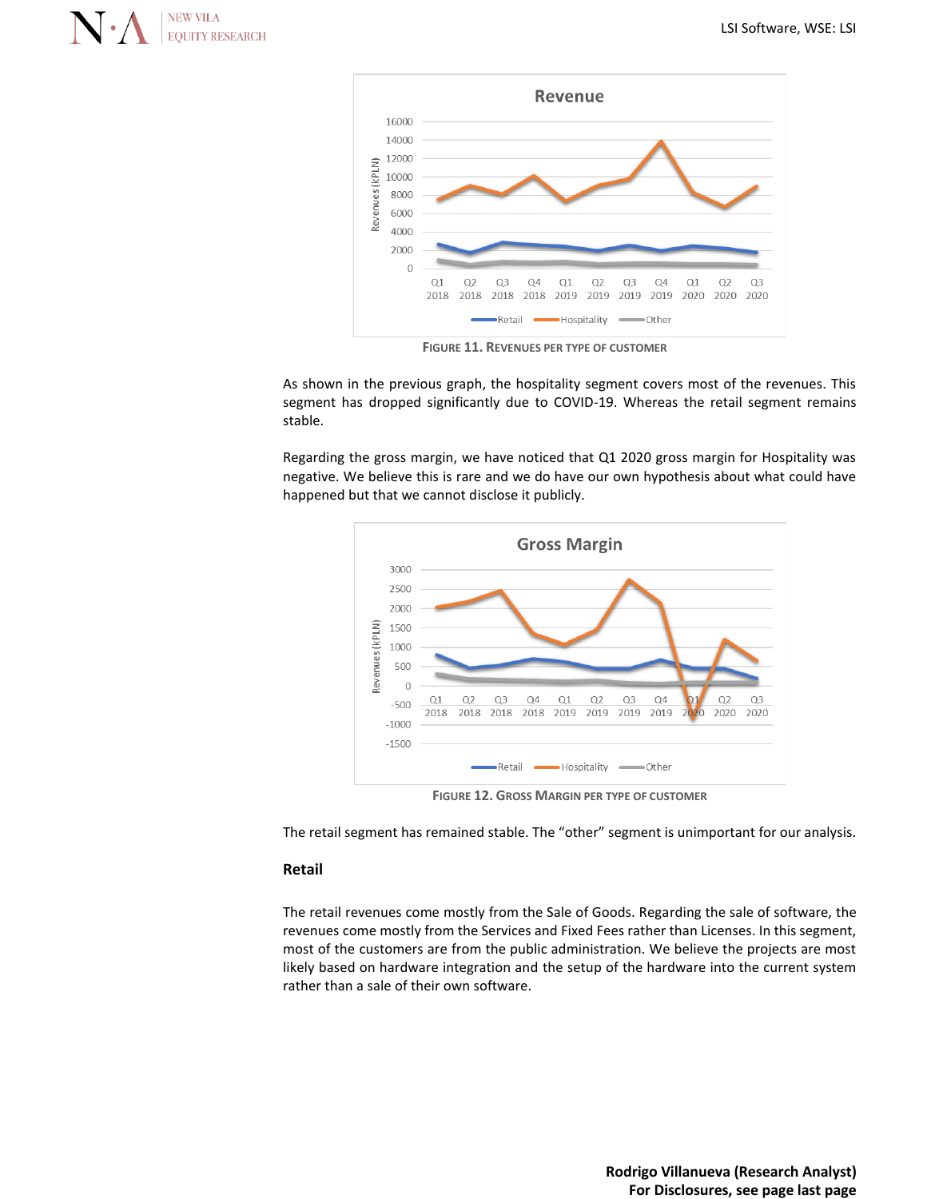FIGURE 11. REVENUES PER TYPE OF CUSTOMER

As shown in the previous graph, the hospitality segment covers most of the revenues. This segment has dropped significantly due to COVID-19. Whereas the retail segment remains stable.

Regarding the gross margin, we have noticed that Q1 2020 gross margin for Hospitality was negative. We believe this is rare and we do have our own hypothesis about what could have happened but that we cannot disclose it publicly.

FIGURE 12. GROSS MARGIN PER TYPE OF CUSTOMER

The retail segment has remained stable. The "other" segment is unimportant for our analysis.

### Retail

The retail revenues come mostly from the Sale of Goods. Regarding the sale of software, the revenues come mostly from the Services and Fixed Fees rather than Licenses. In this segment, most of the customers are from the public administration. We believe the projects are most likely based on hardware integration and the setup of the hardware into the current system rather than a sale of their own software.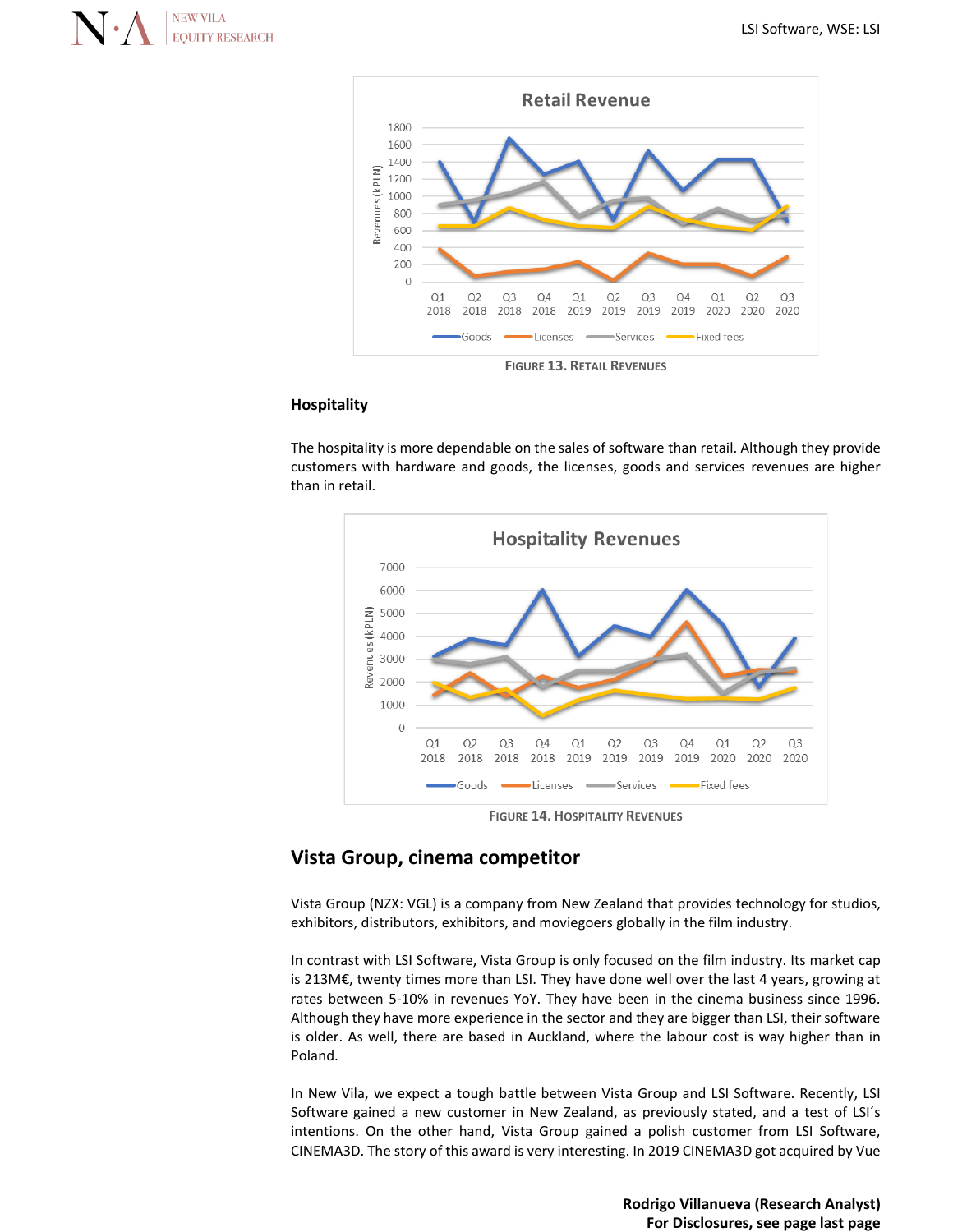FIGURE 13. RETAIL REVENUES

### Hospitality

The hospitality is more dependable on the sales of software than retail. Although they provide customers with hardware and goods, the licenses, goods and services revenues are higher than in retail.

FIGURE 14. HOSPITALITY REVENUES

## Vista Group, cinema competitor

Vista Group (NZX: VGL) is a company from New Zealand that provides technology for studios, exhibitors, distributors, exhibitors, and moviegoers globally in the film industry.

In contrast with LSI Software, Vista Group is only focused on the film industry. Its market cap is 213M€, twenty times more than LSI. They have done well over the last 4 years, growing at rates between 5-10% in revenues YoY. They have been in the cinema business since 1996. Although they have more experience in the sector and they are bigger than LSI, their software is older. As well, there are based in Auckland, where the labour cost is way higher than in Poland.

In New Vila, we expect a tough battle between Vista Group and LSI Software. Recently, LSI Software gained a new customer in New Zealand, as previously stated, and a test of LSI´s intentions. On the other hand, Vista Group gained a polish customer from LSI Software, CINEMA3D. The story of this award is very interesting. In 2019 CINEMA3D got acquired by Vue

**Rodrigo Villanueva (Research Analyst)**
**For Disclosures, see page last page**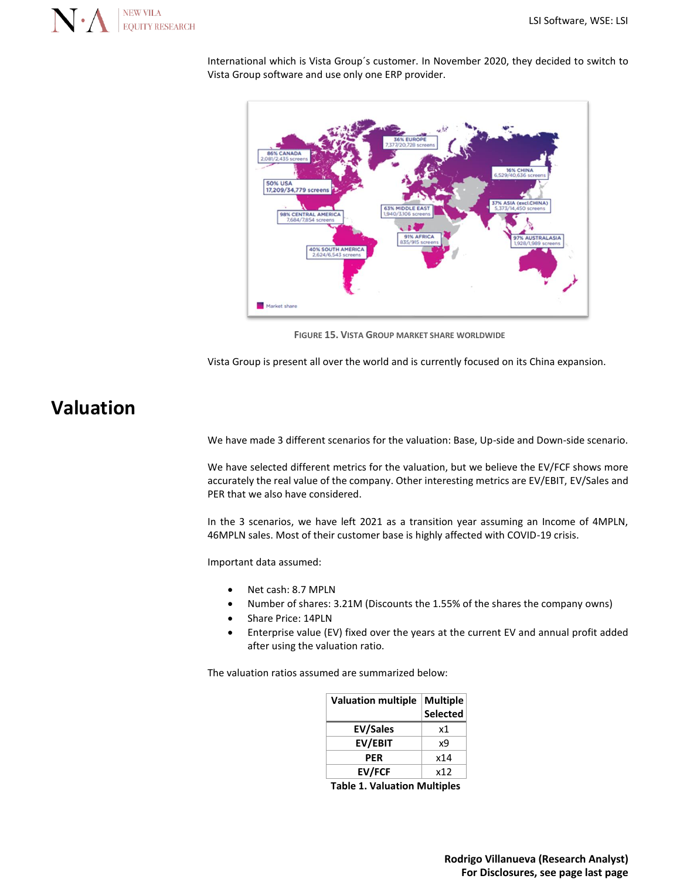International which is Vista Group´s customer. In November 2020, they decided to switch to Vista Group software and use only one ERP provider.

FIGURE 15. VISTA GROUP MARKET SHARE WORLDWIDE

Vista Group is present all over the world and is currently focused on its China expansion.

# Valuation

We have made 3 different scenarios for the valuation: Base, Up-side and Down-side scenario.

We have selected different metrics for the valuation, but we believe the EV/FCF shows more accurately the real value of the company. Other interesting metrics are EV/EBIT, EV/Sales and PER that we also have considered.

In the 3 scenarios, we have left 2021 as a transition year assuming an Income of 4MPLN, 46MPLN sales. Most of their customer base is highly affected with COVID-19 crisis.

Important data assumed:

- Net cash: 8.7 MPLN
- Number of shares: 3.21M (Discounts the 1.55% of the shares the company owns)
- Share Price: 14PLN
- Enterprise value (EV) fixed over the years at the current EV and annual profit added after using the valuation ratio.

The valuation ratios assumed are summarized below:

| Valuation multiple | Multiple Selected |
|---|---|
| **EV/Sales** | x1 |
| **EV/EBIT** | x9 |
| **PER** | x14 |
| **EV/FCF** | x12 |

**Table 1. Valuation Multiples**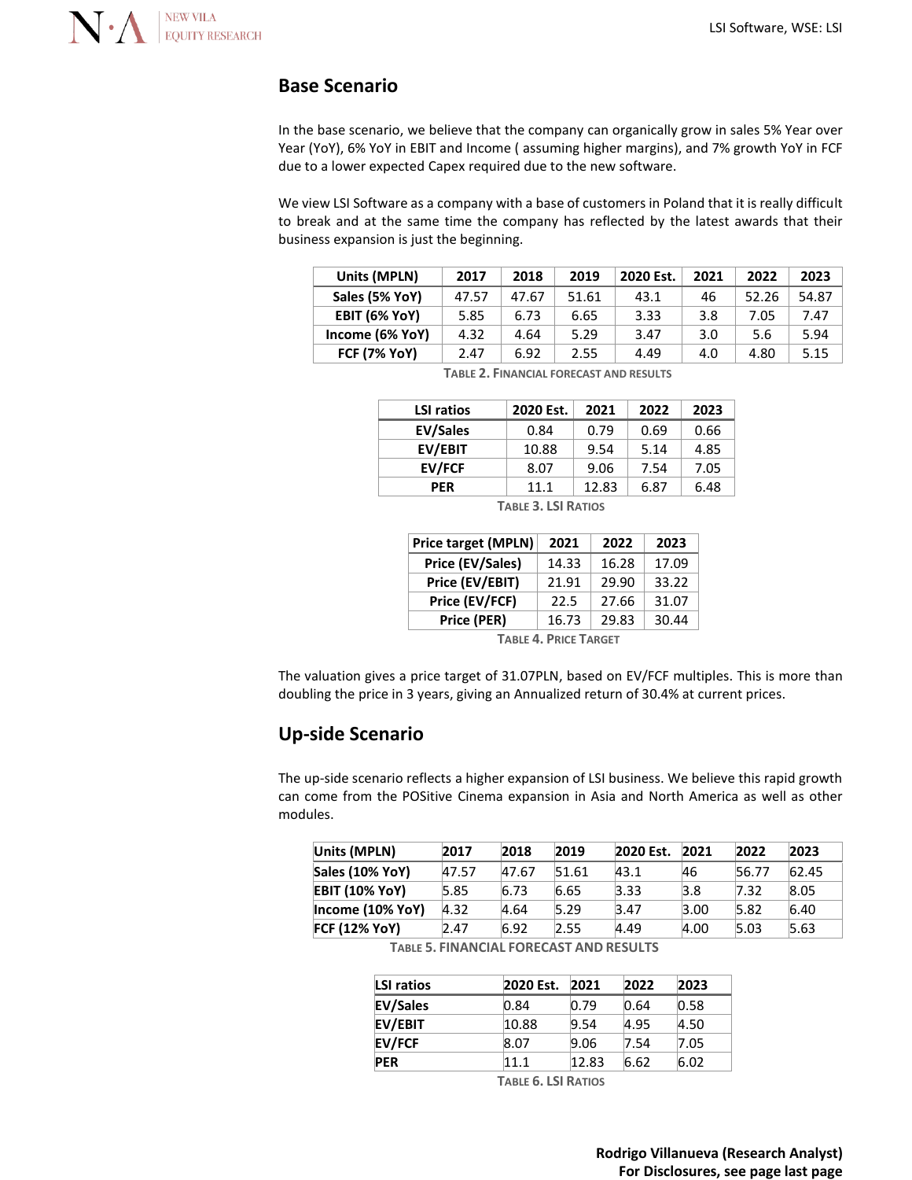## Base Scenario

In the base scenario, we believe that the company can organically grow in sales 5% Year over Year (YoY), 6% YoY in EBIT and Income ( assuming higher margins), and 7% growth YoY in FCF due to a lower expected Capex required due to the new software.

We view LSI Software as a company with a base of customers in Poland that it is really difficult to break and at the same time the company has reflected by the latest awards that their business expansion is just the beginning.

| Units (MPLN) | 2017 | 2018 | 2019 | 2020 Est. | 2021 | 2022 | 2023 |
|---|---|---|---|---|---|---|---|
| Sales (5% YoY) | 47.57 | 47.67 | 51.61 | 43.1 | 46 | 52.26 | 54.87 |
| EBIT (6% YoY) | 5.85 | 6.73 | 6.65 | 3.33 | 3.8 | 7.05 | 7.47 |
| Income (6% YoY) | 4.32 | 4.64 | 5.29 | 3.47 | 3.0 | 5.6 | 5.94 |
| FCF (7% YoY) | 2.47 | 6.92 | 2.55 | 4.49 | 4.0 | 4.80 | 5.15 |

Table 2. Financial Forecast and Results

| LSI ratios | 2020 Est. | 2021 | 2022 | 2023 |
|---|---|---|---|---|
| EV/Sales | 0.84 | 0.79 | 0.69 | 0.66 |
| EV/EBIT | 10.88 | 9.54 | 5.14 | 4.85 |
| EV/FCF | 8.07 | 9.06 | 7.54 | 7.05 |
| PER | 11.1 | 12.83 | 6.87 | 6.48 |

Table 3. LSI Ratios

| Price target (MPLN) | 2021 | 2022 | 2023 |
|---|---|---|---|
| Price (EV/Sales) | 14.33 | 16.28 | 17.09 |
| Price (EV/EBIT) | 21.91 | 29.90 | 33.22 |
| Price (EV/FCF) | 22.5 | 27.66 | 31.07 |
| Price (PER) | 16.73 | 29.83 | 30.44 |

Table 4. Price Target

The valuation gives a price target of 31.07PLN, based on EV/FCF multiples. This is more than doubling the price in 3 years, giving an Annualized return of 30.4% at current prices.

## Up-side Scenario

The up-side scenario reflects a higher expansion of LSI business. We believe this rapid growth can come from the POSitive Cinema expansion in Asia and North America as well as other modules.

| Units (MPLN) | 2017 | 2018 | 2019 | 2020 Est. | 2021 | 2022 | 2023 |
|---|---|---|---|---|---|---|---|
| Sales (10% YoY) | 47.57 | 47.67 | 51.61 | 43.1 | 46 | 56.77 | 62.45 |
| EBIT (10% YoY) | 5.85 | 6.73 | 6.65 | 3.33 | 3.8 | 7.32 | 8.05 |
| Income (10% YoY) | 4.32 | 4.64 | 5.29 | 3.47 | 3.00 | 5.82 | 6.40 |
| FCF (12% YoY) | 2.47 | 6.92 | 2.55 | 4.49 | 4.00 | 5.03 | 5.63 |

Table 5. Financial Forecast and Results

| LSI ratios | 2020 Est. | 2021 | 2022 | 2023 |
|---|---|---|---|---|
| EV/Sales | 0.84 | 0.79 | 0.64 | 0.58 |
| EV/EBIT | 10.88 | 9.54 | 4.95 | 4.50 |
| EV/FCF | 8.07 | 9.06 | 7.54 | 7.05 |
| PER | 11.1 | 12.83 | 6.62 | 6.02 |

Table 6. LSI Ratios

**Rodrigo Villanueva (Research Analyst)**
**For Disclosures, see page last page**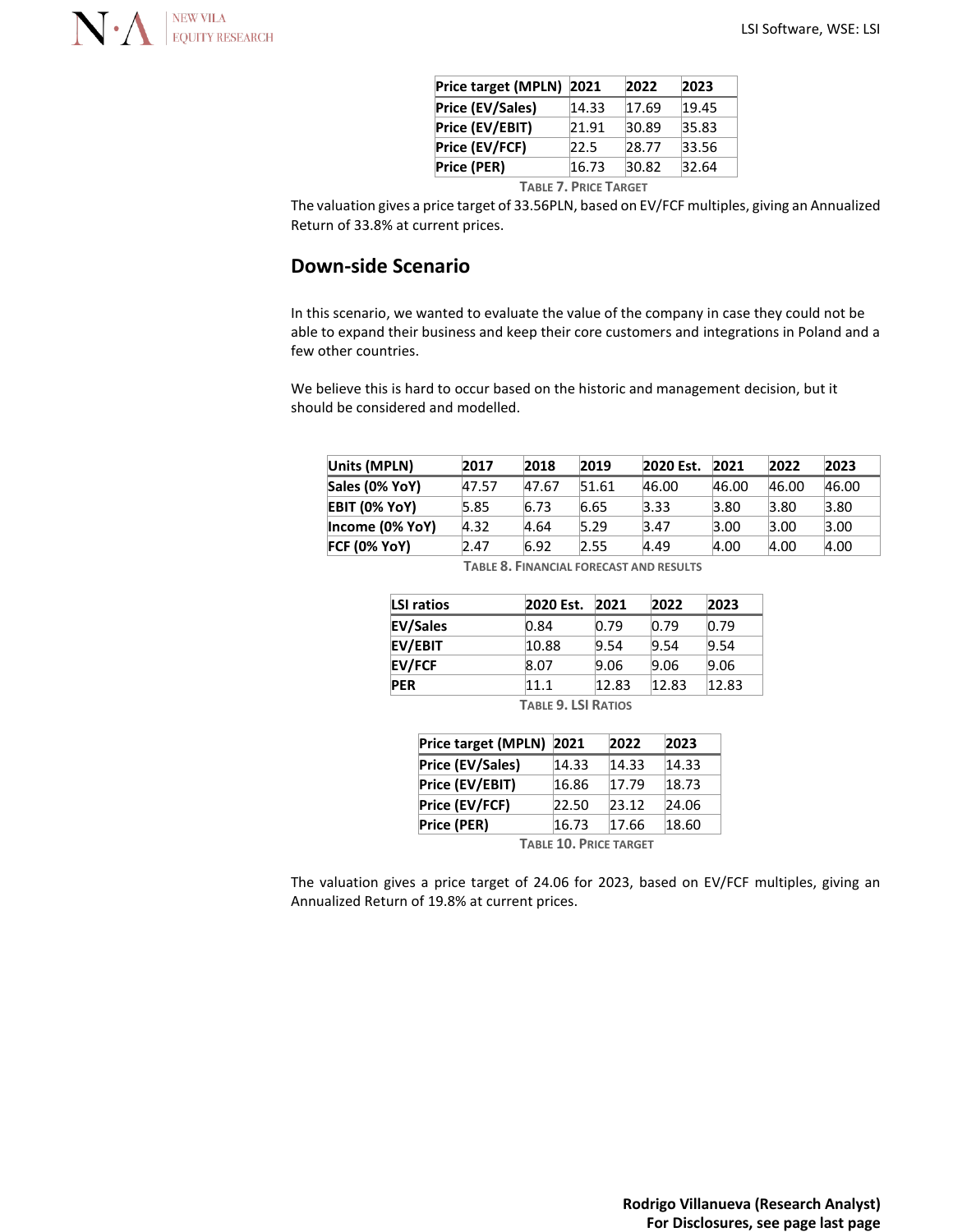| Price target (MPLN) | 2021 | 2022 | 2023 |
|---|---|---|---|
| Price (EV/Sales) | 14.33 | 17.69 | 19.45 |
| Price (EV/EBIT) | 21.91 | 30.89 | 35.83 |
| Price (EV/FCF) | 22.5 | 28.77 | 33.56 |
| Price (PER) | 16.73 | 30.82 | 32.64 |

TABLE 7. PRICE TARGET

The valuation gives a price target of 33.56PLN, based on EV/FCF multiples, giving an Annualized Return of 33.8% at current prices.

## Down-side Scenario

In this scenario, we wanted to evaluate the value of the company in case they could not be able to expand their business and keep their core customers and integrations in Poland and a few other countries.

We believe this is hard to occur based on the historic and management decision, but it should be considered and modelled.

| Units (MPLN) | 2017 | 2018 | 2019 | 2020 Est. | 2021 | 2022 | 2023 |
|---|---|---|---|---|---|---|---|
| Sales (0% YoY) | 47.57 | 47.67 | 51.61 | 46.00 | 46.00 | 46.00 | 46.00 |
| EBIT (0% YoY) | 5.85 | 6.73 | 6.65 | 3.33 | 3.80 | 3.80 | 3.80 |
| Income (0% YoY) | 4.32 | 4.64 | 5.29 | 3.47 | 3.00 | 3.00 | 3.00 |
| FCF (0% YoY) | 2.47 | 6.92 | 2.55 | 4.49 | 4.00 | 4.00 | 4.00 |

TABLE 8. FINANCIAL FORECAST AND RESULTS

| LSI ratios | 2020 Est. | 2021 | 2022 | 2023 |
|---|---|---|---|---|
| EV/Sales | 0.84 | 0.79 | 0.79 | 0.79 |
| EV/EBIT | 10.88 | 9.54 | 9.54 | 9.54 |
| EV/FCF | 8.07 | 9.06 | 9.06 | 9.06 |
| PER | 11.1 | 12.83 | 12.83 | 12.83 |

TABLE 9. LSI RATIOS

| Price target (MPLN) | 2021 | 2022 | 2023 |
|---|---|---|---|
| Price (EV/Sales) | 14.33 | 14.33 | 14.33 |
| Price (EV/EBIT) | 16.86 | 17.79 | 18.73 |
| Price (EV/FCF) | 22.50 | 23.12 | 24.06 |
| Price (PER) | 16.73 | 17.66 | 18.60 |

TABLE 10. PRICE TARGET

The valuation gives a price target of 24.06 for 2023, based on EV/FCF multiples, giving an Annualized Return of 19.8% at current prices.

**Rodrigo Villanueva (Research Analyst)**
**For Disclosures, see page last page**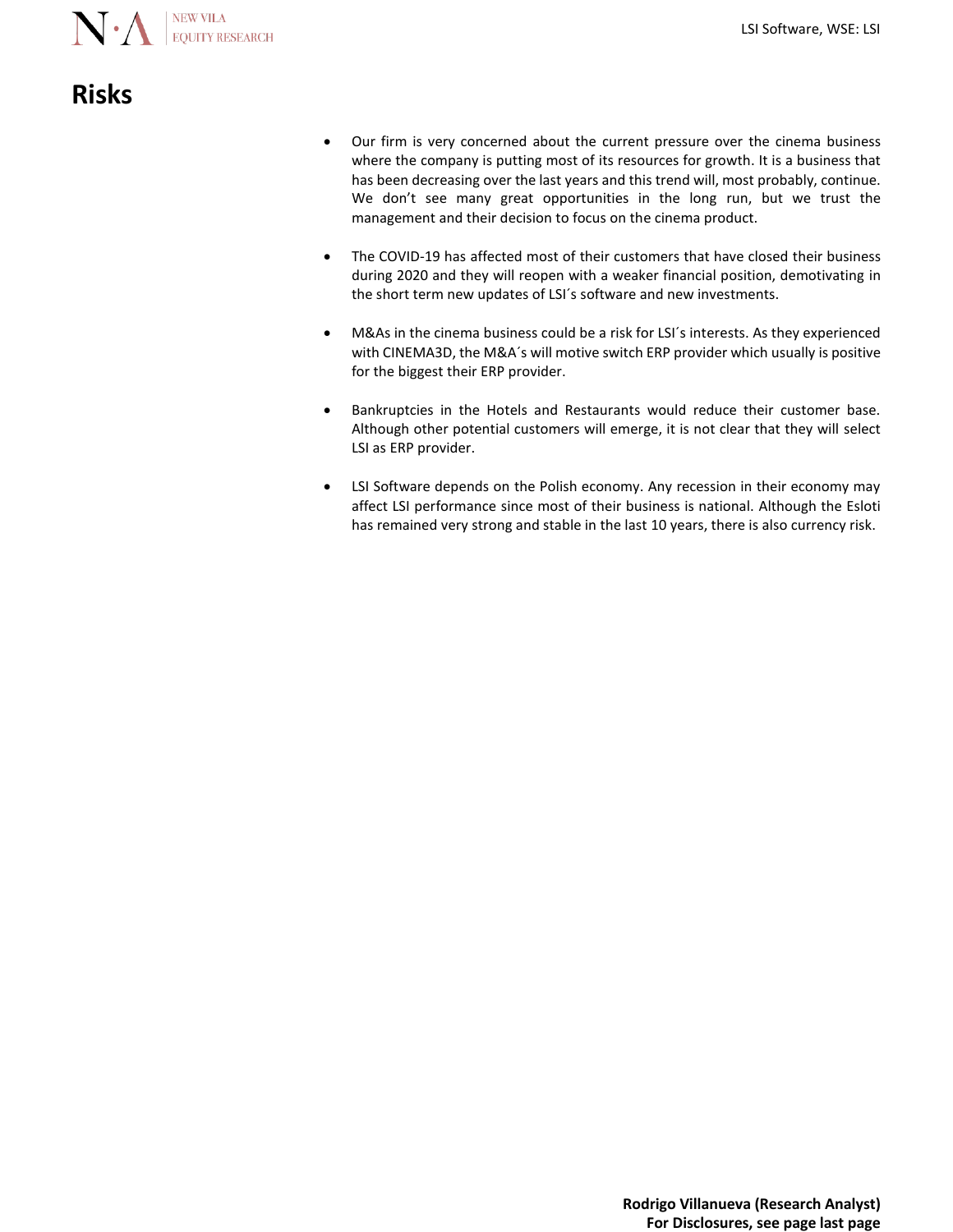# Risks

- Our firm is very concerned about the current pressure over the cinema business where the company is putting most of its resources for growth. It is a business that has been decreasing over the last years and this trend will, most probably, continue. We don’t see many great opportunities in the long run, but we trust the management and their decision to focus on the cinema product.

- The COVID-19 has affected most of their customers that have closed their business during 2020 and they will reopen with a weaker financial position, demotivating in the short term new updates of LSI´s software and new investments.

- M&As in the cinema business could be a risk for LSI´s interests. As they experienced with CINEMA3D, the M&A´s will motive switch ERP provider which usually is positive for the biggest their ERP provider.

- Bankruptcies in the Hotels and Restaurants would reduce their customer base. Although other potential customers will emerge, it is not clear that they will select LSI as ERP provider.

- LSI Software depends on the Polish economy. Any recession in their economy may affect LSI performance since most of their business is national. Although the Esloti has remained very strong and stable in the last 10 years, there is also currency risk.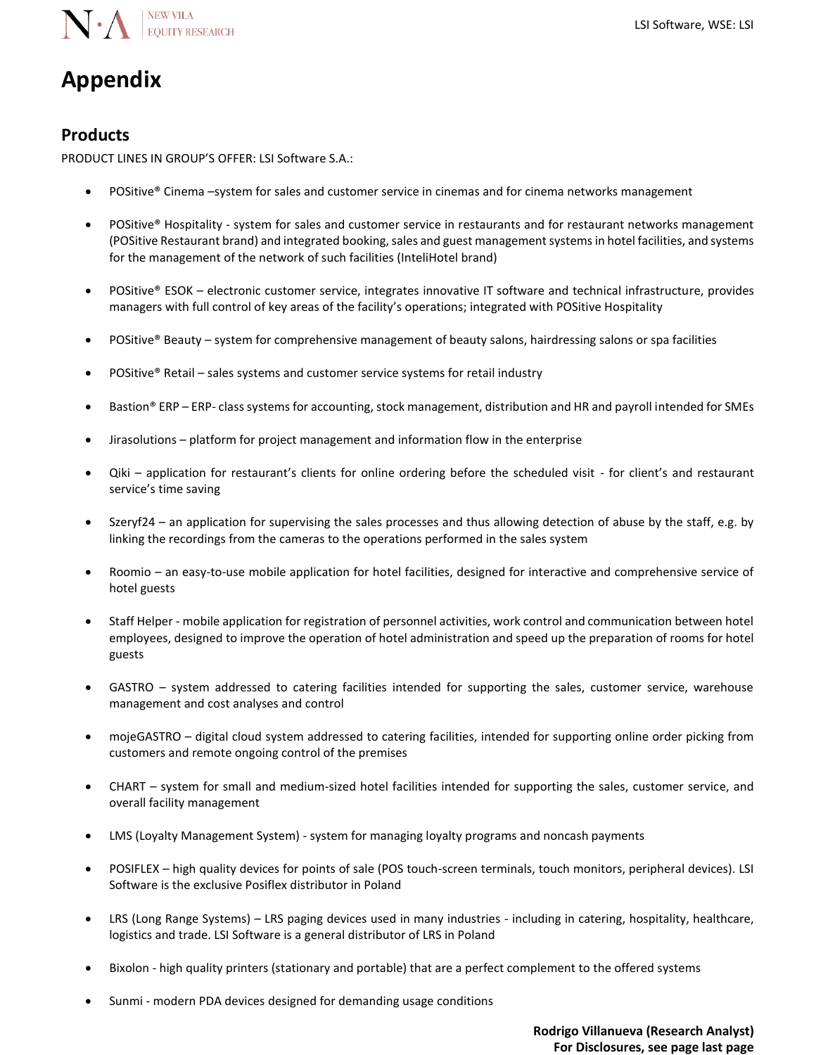# Appendix

## Products

PRODUCT LINES IN GROUP'S OFFER: LSI Software S.A.:

- POSitive® Cinema –system for sales and customer service in cinemas and for cinema networks management
- POSitive® Hospitality - system for sales and customer service in restaurants and for restaurant networks management (POSitive Restaurant brand) and integrated booking, sales and guest management systems in hotel facilities, and systems for the management of the network of such facilities (InteliHotel brand)
- POSitive® ESOK – electronic customer service, integrates innovative IT software and technical infrastructure, provides managers with full control of key areas of the facility's operations; integrated with POSitive Hospitality
- POSitive® Beauty – system for comprehensive management of beauty salons, hairdressing salons or spa facilities
- POSitive® Retail – sales systems and customer service systems for retail industry
- Bastion® ERP – ERP- class systems for accounting, stock management, distribution and HR and payroll intended for SMEs
- Jirasolutions – platform for project management and information flow in the enterprise
- Qiki – application for restaurant's clients for online ordering before the scheduled visit - for client's and restaurant service's time saving
- Szeryf24 – an application for supervising the sales processes and thus allowing detection of abuse by the staff, e.g. by linking the recordings from the cameras to the operations performed in the sales system
- Roomio – an easy-to-use mobile application for hotel facilities, designed for interactive and comprehensive service of hotel guests
- Staff Helper - mobile application for registration of personnel activities, work control and communication between hotel employees, designed to improve the operation of hotel administration and speed up the preparation of rooms for hotel guests
- GASTRO – system addressed to catering facilities intended for supporting the sales, customer service, warehouse management and cost analyses and control
- mojeGASTRO – digital cloud system addressed to catering facilities, intended for supporting online order picking from customers and remote ongoing control of the premises
- CHART – system for small and medium-sized hotel facilities intended for supporting the sales, customer service, and overall facility management
- LMS (Loyalty Management System) - system for managing loyalty programs and noncash payments
- POSIFLEX – high quality devices for points of sale (POS touch-screen terminals, touch monitors, peripheral devices). LSI Software is the exclusive Posiflex distributor in Poland
- LRS (Long Range Systems) – LRS paging devices used in many industries - including in catering, hospitality, healthcare, logistics and trade. LSI Software is a general distributor of LRS in Poland
- Bixolon - high quality printers (stationary and portable) that are a perfect complement to the offered systems
- Sunmi - modern PDA devices designed for demanding usage conditions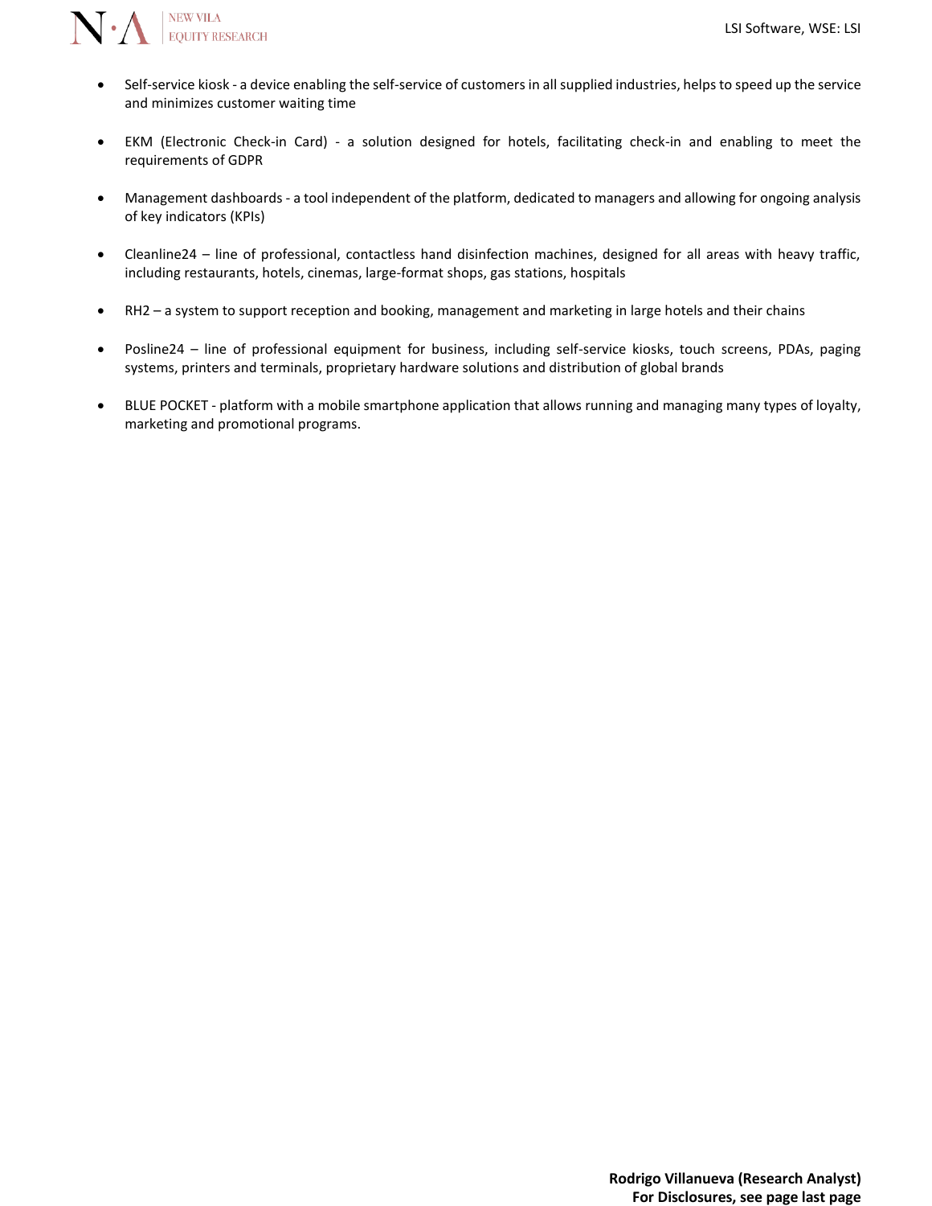- Self-service kiosk - a device enabling the self-service of customers in all supplied industries, helps to speed up the service and minimizes customer waiting time

- EKM (Electronic Check-in Card) - a solution designed for hotels, facilitating check-in and enabling to meet the requirements of GDPR

- Management dashboards - a tool independent of the platform, dedicated to managers and allowing for ongoing analysis of key indicators (KPIs)

- Cleanline24 – line of professional, contactless hand disinfection machines, designed for all areas with heavy traffic, including restaurants, hotels, cinemas, large-format shops, gas stations, hospitals

- RH2 – a system to support reception and booking, management and marketing in large hotels and their chains

- Posline24 – line of professional equipment for business, including self-service kiosks, touch screens, PDAs, paging systems, printers and terminals, proprietary hardware solutions and distribution of global brands

- BLUE POCKET - platform with a mobile smartphone application that allows running and managing many types of loyalty, marketing and promotional programs.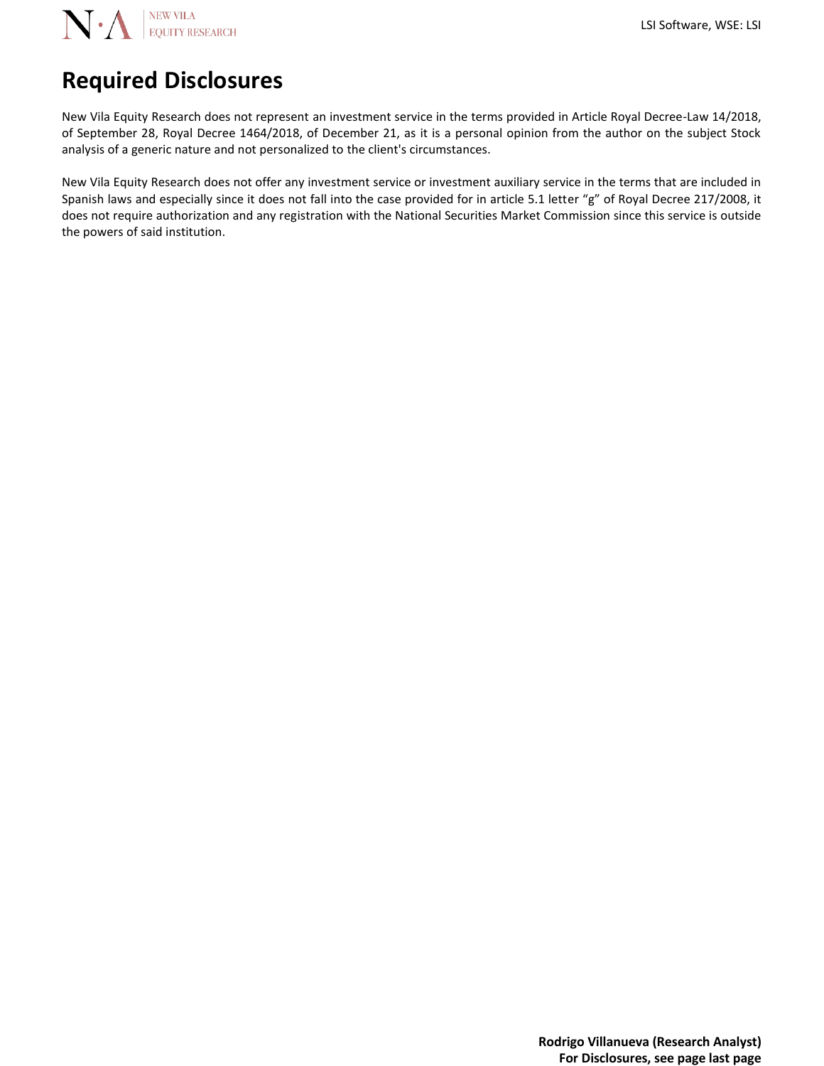# Required Disclosures

New Vila Equity Research does not represent an investment service in the terms provided in Article Royal Decree-Law 14/2018, of September 28, Royal Decree 1464/2018, of December 21, as it is a personal opinion from the author on the subject Stock analysis of a generic nature and not personalized to the client's circumstances.

New Vila Equity Research does not offer any investment service or investment auxiliary service in the terms that are included in Spanish laws and especially since it does not fall into the case provided for in article 5.1 letter "g" of Royal Decree 217/2008, it does not require authorization and any registration with the National Securities Market Commission since this service is outside the powers of said institution.